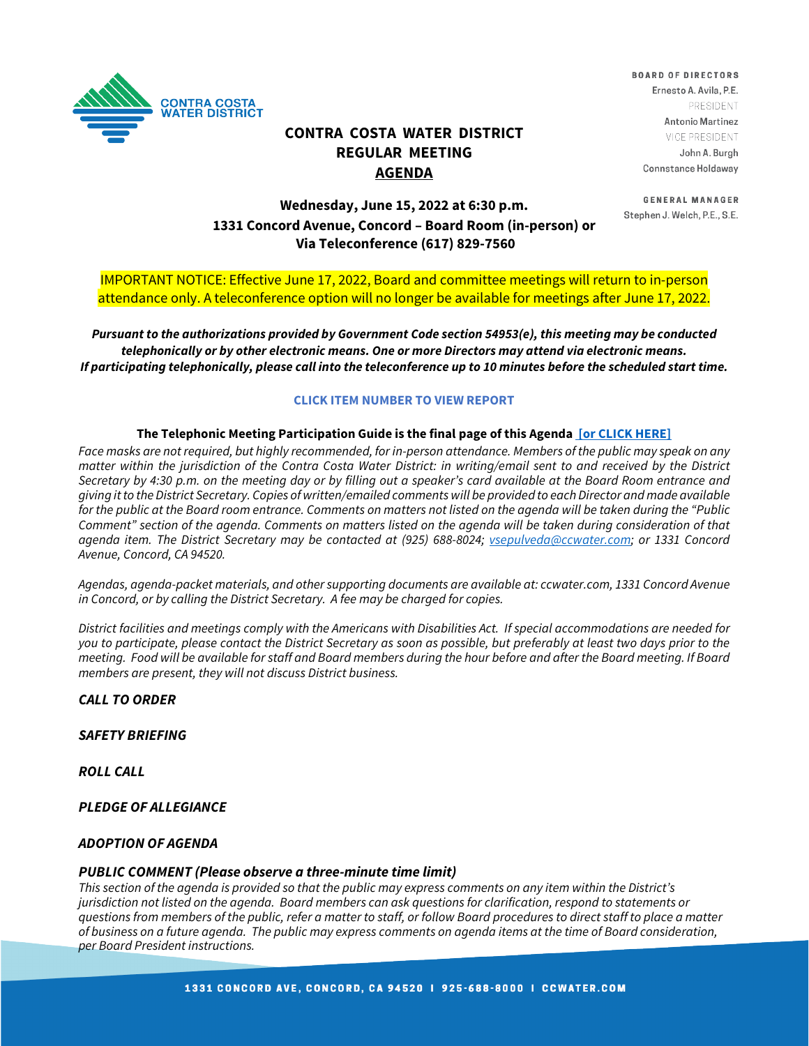CONTRA COSTA WATER DISTRICT

**BOARD OF DIRECTORS**
Ernesto A. Avila, P.E.
PRESIDENT
Antonio Martinez
VICE PRESIDENT
John A. Burgh
Connstance Holdaway

**GENERAL MANAGER**
Stephen J. Welch, P.E., S.E.

# CONTRA COSTA WATER DISTRICT REGULAR MEETING AGENDA

**Wednesday, June 15, 2022 at 6:30 p.m.**
**1331 Concord Avenue, Concord – Board Room (in-person) or Via Teleconference (617) 829-7560**

IMPORTANT NOTICE: Effective June 17, 2022, Board and committee meetings will return to in-person attendance only. A teleconference option will no longer be available for meetings after June 17, 2022.

***Pursuant to the authorizations provided by Government Code section 54953(e), this meeting may be conducted telephonically or by other electronic means. One or more Directors may attend via electronic means. If participating telephonically, please call into the teleconference up to 10 minutes before the scheduled start time.***

**CLICK ITEM NUMBER TO VIEW REPORT**

**The Telephonic Meeting Participation Guide is the final page of this Agenda [or CLICK HERE]**

*Face masks are not required, but highly recommended, for in-person attendance. Members of the public may speak on any matter within the jurisdiction of the Contra Costa Water District: in writing/email sent to and received by the District Secretary by 4:30 p.m. on the meeting day or by filling out a speaker's card available at the Board Room entrance and giving it to the District Secretary. Copies of written/emailed comments will be provided to each Director and made available for the public at the Board room entrance. Comments on matters not listed on the agenda will be taken during the "Public Comment" section of the agenda. Comments on matters listed on the agenda will be taken during consideration of that agenda item. The District Secretary may be contacted at (925) 688-8024; vsepulveda@ccwater.com; or 1331 Concord Avenue, Concord, CA 94520.*

*Agendas, agenda-packet materials, and other supporting documents are available at: ccwater.com, 1331 Concord Avenue in Concord, or by calling the District Secretary. A fee may be charged for copies.*

*District facilities and meetings comply with the Americans with Disabilities Act. If special accommodations are needed for you to participate, please contact the District Secretary as soon as possible, but preferably at least two days prior to the meeting. Food will be available for staff and Board members during the hour before and after the Board meeting. If Board members are present, they will not discuss District business.*

***CALL TO ORDER***

***SAFETY BRIEFING***

***ROLL CALL***

***PLEDGE OF ALLEGIANCE***

***ADOPTION OF AGENDA***

***PUBLIC COMMENT (Please observe a three-minute time limit)***

*This section of the agenda is provided so that the public may express comments on any item within the District's jurisdiction not listed on the agenda. Board members can ask questions for clarification, respond to statements or questions from members of the public, refer a matter to staff, or follow Board procedures to direct staff to place a matter of business on a future agenda. The public may express comments on agenda items at the time of Board consideration, per Board President instructions.*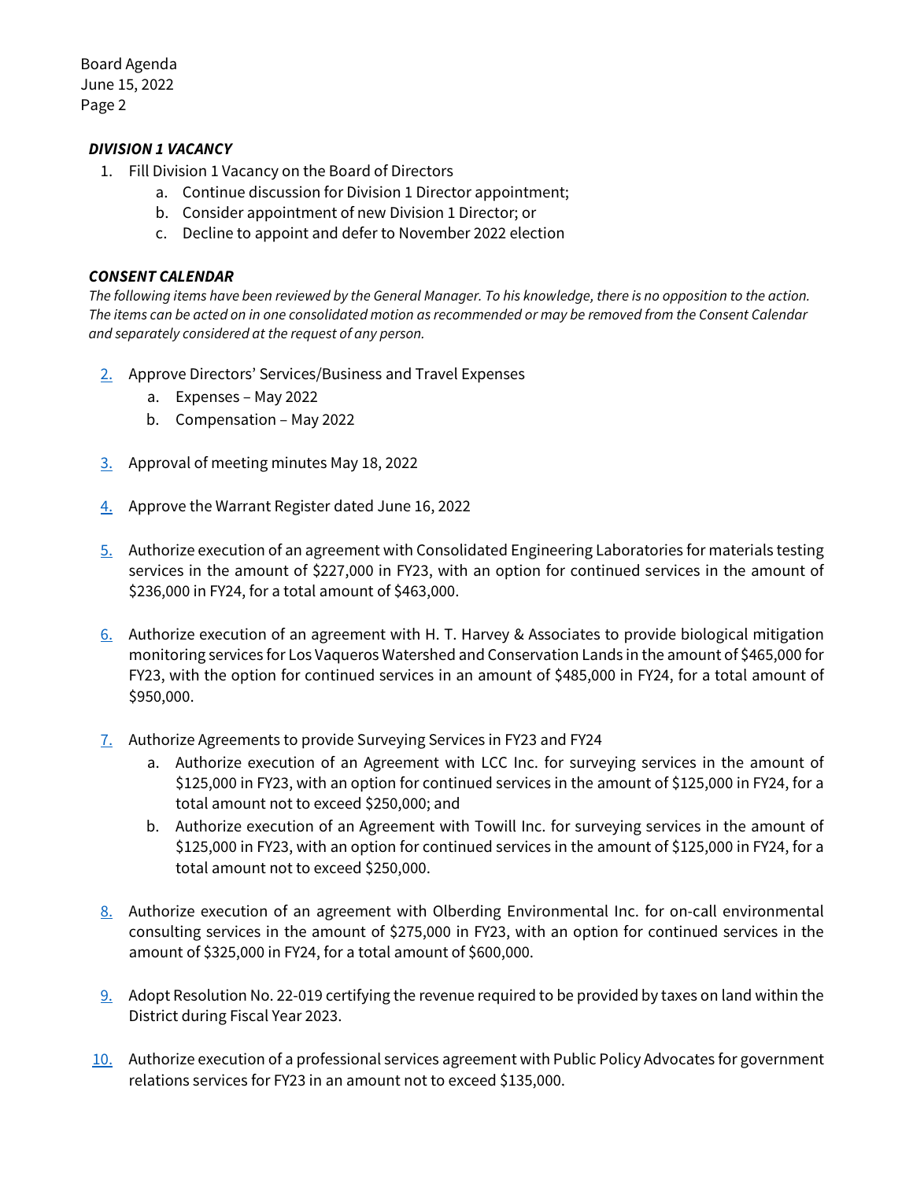***DIVISION 1 VACANCY***

1. Fill Division 1 Vacancy on the Board of Directors
    a. Continue discussion for Division 1 Director appointment;
    b. Consider appointment of new Division 1 Director; or
    c. Decline to appoint and defer to November 2022 election

***CONSENT CALENDAR***

*The following items have been reviewed by the General Manager. To his knowledge, there is no opposition to the action. The items can be acted on in one consolidated motion as recommended or may be removed from the Consent Calendar and separately considered at the request of any person.*

2. Approve Directors' Services/Business and Travel Expenses
    a. Expenses – May 2022
    b. Compensation – May 2022

3. Approval of meeting minutes May 18, 2022

4. Approve the Warrant Register dated June 16, 2022

5. Authorize execution of an agreement with Consolidated Engineering Laboratories for materials testing services in the amount of $227,000 in FY23, with an option for continued services in the amount of $236,000 in FY24, for a total amount of $463,000.

6. Authorize execution of an agreement with H. T. Harvey & Associates to provide biological mitigation monitoring services for Los Vaqueros Watershed and Conservation Lands in the amount of $465,000 for FY23, with the option for continued services in an amount of $485,000 in FY24, for a total amount of $950,000.

7. Authorize Agreements to provide Surveying Services in FY23 and FY24
    a. Authorize execution of an Agreement with LCC Inc. for surveying services in the amount of $125,000 in FY23, with an option for continued services in the amount of $125,000 in FY24, for a total amount not to exceed $250,000; and
    b. Authorize execution of an Agreement with Towill Inc. for surveying services in the amount of $125,000 in FY23, with an option for continued services in the amount of $125,000 in FY24, for a total amount not to exceed $250,000.

8. Authorize execution of an agreement with Olberding Environmental Inc. for on-call environmental consulting services in the amount of $275,000 in FY23, with an option for continued services in the amount of $325,000 in FY24, for a total amount of $600,000.

9. Adopt Resolution No. 22-019 certifying the revenue required to be provided by taxes on land within the District during Fiscal Year 2023.

10. Authorize execution of a professional services agreement with Public Policy Advocates for government relations services for FY23 in an amount not to exceed $135,000.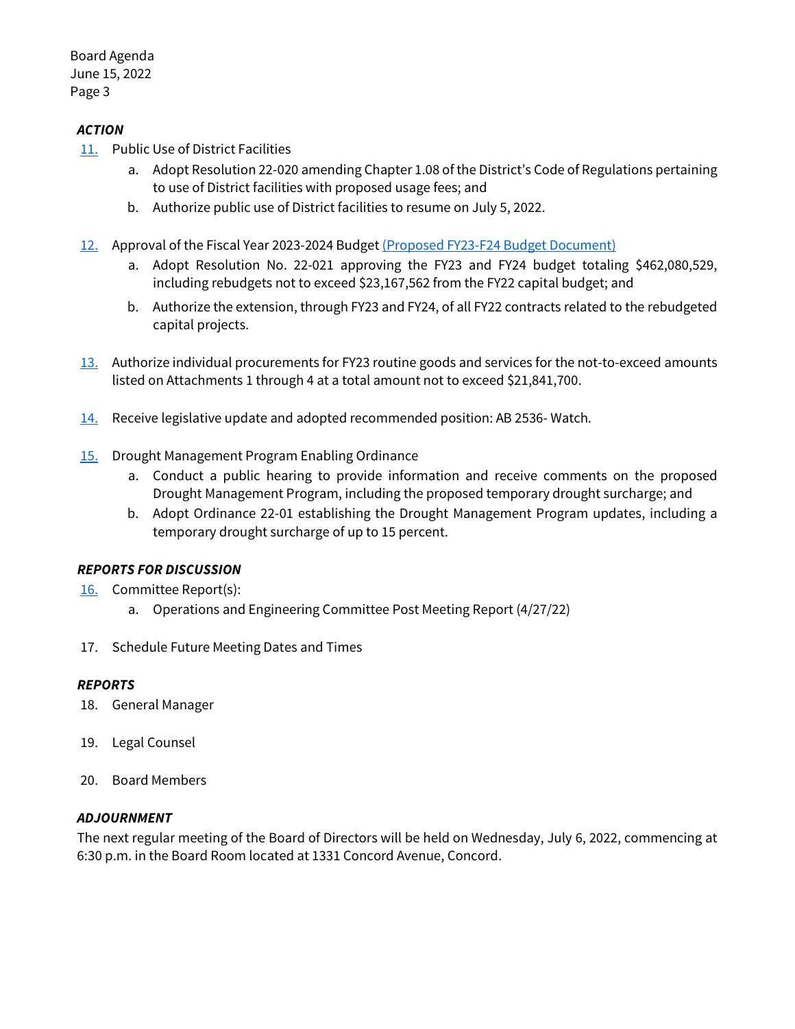***ACTION***

11. Public Use of District Facilities
    a. Adopt Resolution 22-020 amending Chapter 1.08 of the District's Code of Regulations pertaining to use of District facilities with proposed usage fees; and
    b. Authorize public use of District facilities to resume on July 5, 2022.

12. Approval of the Fiscal Year 2023-2024 Budget (Proposed FY23-F24 Budget Document)
    a. Adopt Resolution No. 22-021 approving the FY23 and FY24 budget totaling $462,080,529, including rebudgets not to exceed $23,167,562 from the FY22 capital budget; and
    b. Authorize the extension, through FY23 and FY24, of all FY22 contracts related to the rebudgeted capital projects.

13. Authorize individual procurements for FY23 routine goods and services for the not-to-exceed amounts listed on Attachments 1 through 4 at a total amount not to exceed $21,841,700.

14. Receive legislative update and adopted recommended position: AB 2536- Watch.

15. Drought Management Program Enabling Ordinance
    a. Conduct a public hearing to provide information and receive comments on the proposed Drought Management Program, including the proposed temporary drought surcharge; and
    b. Adopt Ordinance 22-01 establishing the Drought Management Program updates, including a temporary drought surcharge of up to 15 percent.

***REPORTS FOR DISCUSSION***

16. Committee Report(s):
    a. Operations and Engineering Committee Post Meeting Report (4/27/22)

17. Schedule Future Meeting Dates and Times

***REPORTS***

18. General Manager

19. Legal Counsel

20. Board Members

***ADJOURNMENT***

The next regular meeting of the Board of Directors will be held on Wednesday, July 6, 2022, commencing at 6:30 p.m. in the Board Room located at 1331 Concord Avenue, Concord.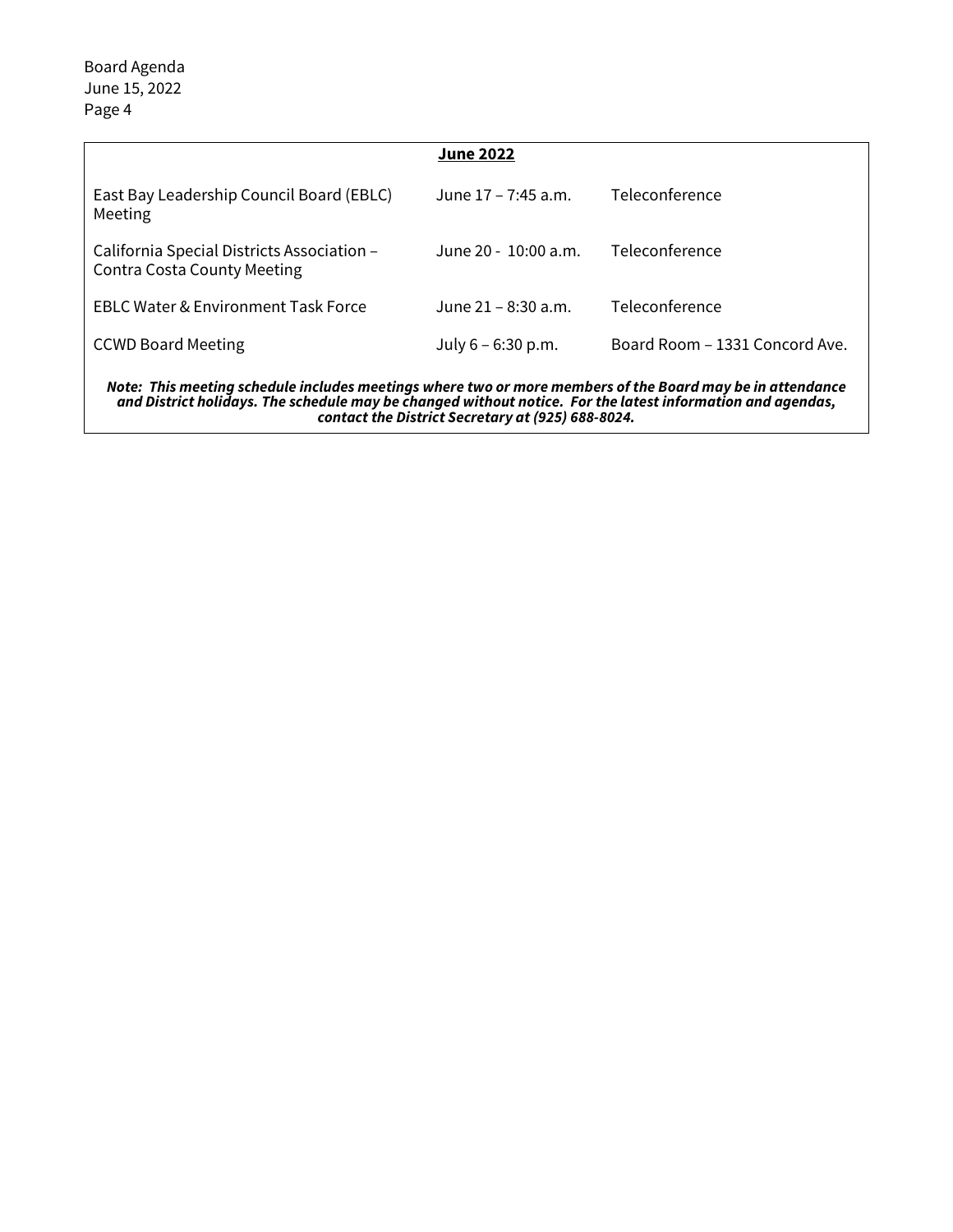**June 2022**

| | | |
|---|---|---|
| East Bay Leadership Council Board (EBLC) Meeting | June 17 – 7:45 a.m. | Teleconference |
| California Special Districts Association – Contra Costa County Meeting | June 20 - 10:00 a.m. | Teleconference |
| EBLC Water & Environment Task Force | June 21 – 8:30 a.m. | Teleconference |
| CCWD Board Meeting | July 6 – 6:30 p.m. | Board Room – 1331 Concord Ave. |

***Note: This meeting schedule includes meetings where two or more members of the Board may be in attendance and District holidays. The schedule may be changed without notice. For the latest information and agendas, contact the District Secretary at (925) 688-8024.***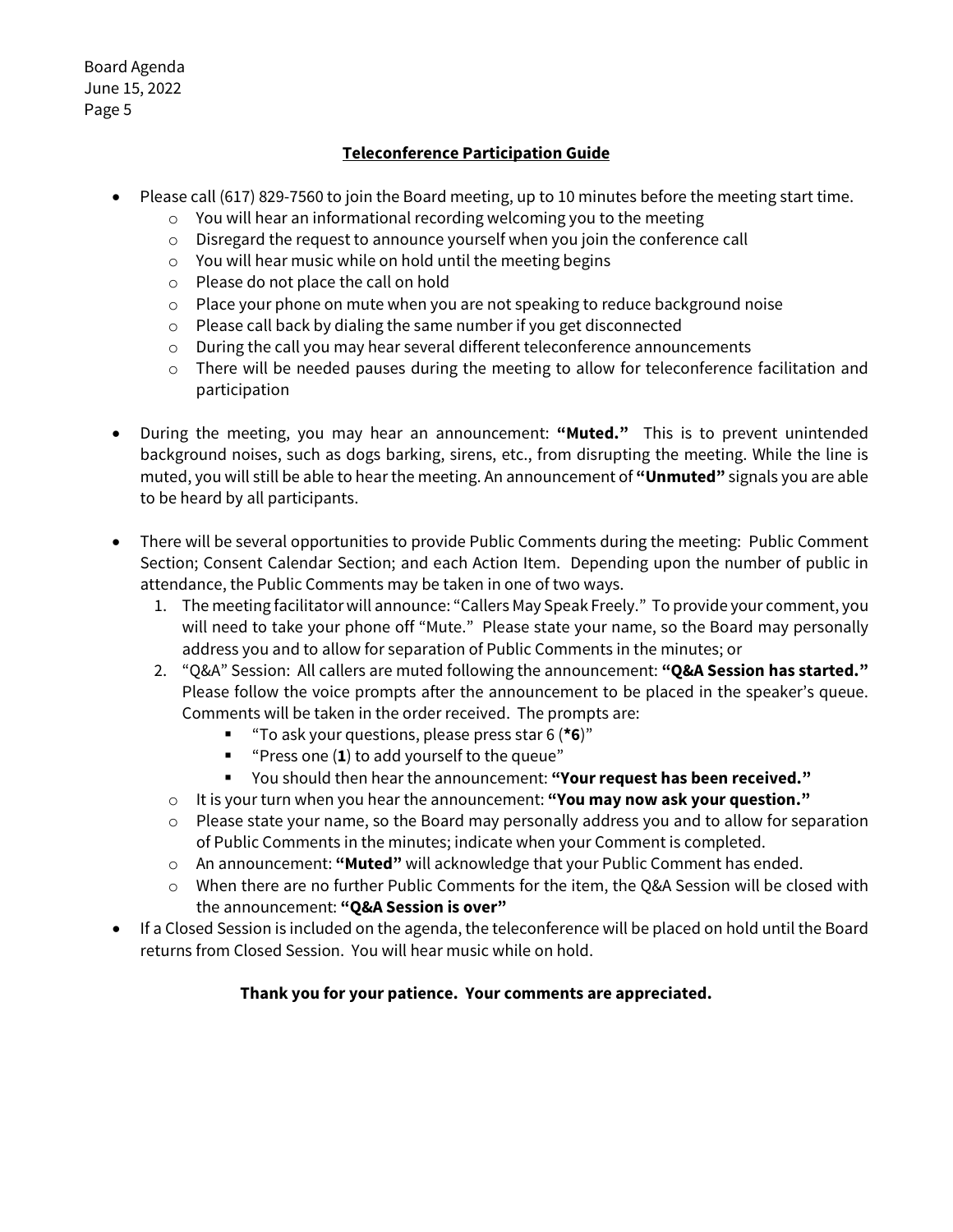## Teleconference Participation Guide

- Please call (617) 829-7560 to join the Board meeting, up to 10 minutes before the meeting start time.
    - You will hear an informational recording welcoming you to the meeting
    - Disregard the request to announce yourself when you join the conference call
    - You will hear music while on hold until the meeting begins
    - Please do not place the call on hold
    - Place your phone on mute when you are not speaking to reduce background noise
    - Please call back by dialing the same number if you get disconnected
    - During the call you may hear several different teleconference announcements
    - There will be needed pauses during the meeting to allow for teleconference facilitation and participation

- During the meeting, you may hear an announcement: **"Muted."** This is to prevent unintended background noises, such as dogs barking, sirens, etc., from disrupting the meeting. While the line is muted, you will still be able to hear the meeting. An announcement of **"Unmuted"** signals you are able to be heard by all participants.

- There will be several opportunities to provide Public Comments during the meeting: Public Comment Section; Consent Calendar Section; and each Action Item. Depending upon the number of public in attendance, the Public Comments may be taken in one of two ways.
    1. The meeting facilitator will announce: "Callers May Speak Freely." To provide your comment, you will need to take your phone off "Mute." Please state your name, so the Board may personally address you and to allow for separation of Public Comments in the minutes; or
    2. "Q&A" Session: All callers are muted following the announcement: **"Q&A Session has started."** Please follow the voice prompts after the announcement to be placed in the speaker's queue. Comments will be taken in the order received. The prompts are:
        - "To ask your questions, please press star 6 (**\*6**)"
        - "Press one (**1**) to add yourself to the queue"
        - You should then hear the announcement: **"Your request has been received."**
    - It is your turn when you hear the announcement: **"You may now ask your question."**
    - Please state your name, so the Board may personally address you and to allow for separation of Public Comments in the minutes; indicate when your Comment is completed.
    - An announcement: **"Muted"** will acknowledge that your Public Comment has ended.
    - When there are no further Public Comments for the item, the Q&A Session will be closed with the announcement: **"Q&A Session is over"**
- If a Closed Session is included on the agenda, the teleconference will be placed on hold until the Board returns from Closed Session. You will hear music while on hold.

**Thank you for your patience. Your comments are appreciated.**